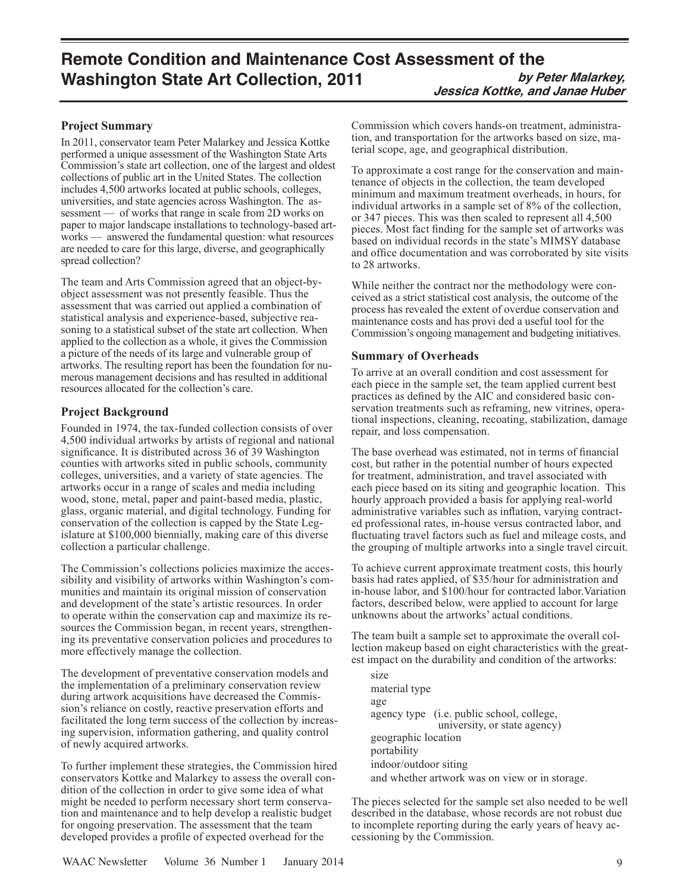# Remote Condition and Maintenance Cost Assessment of the Washington State Art Collection, 2011

***by Peter Malarkey, Jessica Kottke, and Janae Huber***

## Project Summary

In 2011, conservator team Peter Malarkey and Jessica Kottke performed a unique assessment of the Washington State Arts Commission's state art collection, one of the largest and oldest collections of public art in the United States. The collection includes 4,500 artworks located at public schools, colleges, universities, and state agencies across Washington. The assessment — of works that range in scale from 2D works on paper to major landscape installations to technology-based artworks — answered the fundamental question: what resources are needed to care for this large, diverse, and geographically spread collection?

The team and Arts Commission agreed that an object-by-object assessment was not presently feasible. Thus the assessment that was carried out applied a combination of statistical analysis and experience-based, subjective reasoning to a statistical subset of the state art collection. When applied to the collection as a whole, it gives the Commission a picture of the needs of its large and vulnerable group of artworks. The resulting report has been the foundation for numerous management decisions and has resulted in additional resources allocated for the collection's care.

## Project Background

Founded in 1974, the tax-funded collection consists of over 4,500 individual artworks by artists of regional and national significance. It is distributed across 36 of 39 Washington counties with artworks sited in public schools, community colleges, universities, and a variety of state agencies. The artworks occur in a range of scales and media including wood, stone, metal, paper and paint-based media, plastic, glass, organic material, and digital technology. Funding for conservation of the collection is capped by the State Legislature at $100,000 biennially, making care of this diverse collection a particular challenge.

The Commission's collections policies maximize the accessibility and visibility of artworks within Washington's communities and maintain its original mission of conservation and development of the state's artistic resources. In order to operate within the conservation cap and maximize its resources the Commission began, in recent years, strengthening its preventative conservation policies and procedures to more effectively manage the collection.

The development of preventative conservation models and the implementation of a preliminary conservation review during artwork acquisitions have decreased the Commission's reliance on costly, reactive preservation efforts and facilitated the long term success of the collection by increasing supervision, information gathering, and quality control of newly acquired artworks.

To further implement these strategies, the Commission hired conservators Kottke and Malarkey to assess the overall condition of the collection in order to give some idea of what might be needed to perform necessary short term conservation and maintenance and to help develop a realistic budget for ongoing preservation. The assessment that the team developed provides a profile of expected overhead for the Commission which covers hands-on treatment, administration, and transportation for the artworks based on size, material scope, age, and geographical distribution.

To approximate a cost range for the conservation and maintenance of objects in the collection, the team developed minimum and maximum treatment overheads, in hours, for individual artworks in a sample set of 8% of the collection, or 347 pieces. This was then scaled to represent all 4,500 pieces. Most fact finding for the sample set of artworks was based on individual records in the state's MIMSY database and office documentation and was corroborated by site visits to 28 artworks.

While neither the contract nor the methodology were conceived as a strict statistical cost analysis, the outcome of the process has revealed the extent of overdue conservation and maintenance costs and has provi ded a useful tool for the Commission's ongoing management and budgeting initiatives.

## Summary of Overheads

To arrive at an overall condition and cost assessment for each piece in the sample set, the team applied current best practices as defined by the AIC and considered basic conservation treatments such as reframing, new vitrines, operational inspections, cleaning, recoating, stabilization, damage repair, and loss compensation.

The base overhead was estimated, not in terms of financial cost, but rather in the potential number of hours expected for treatment, administration, and travel associated with each piece based on its siting and geographic location. This hourly approach provided a basis for applying real-world administrative variables such as inflation, varying contracted professional rates, in-house versus contracted labor, and fluctuating travel factors such as fuel and mileage costs, and the grouping of multiple artworks into a single travel circuit.

To achieve current approximate treatment costs, this hourly basis had rates applied, of $35/hour for administration and in-house labor, and $100/hour for contracted labor.Variation factors, described below, were applied to account for large unknowns about the artworks' actual conditions.

The team built a sample set to approximate the overall collection makeup based on eight characteristics with the greatest impact on the durability and condition of the artworks:

- size
- material type
- age
- agency type (i.e. public school, college, university, or state agency)
- geographic location
- portability
- indoor/outdoor siting
- and whether artwork was on view or in storage.

The pieces selected for the sample set also needed to be well described in the database, whose records are not robust due to incomplete reporting during the early years of heavy accessioning by the Commission.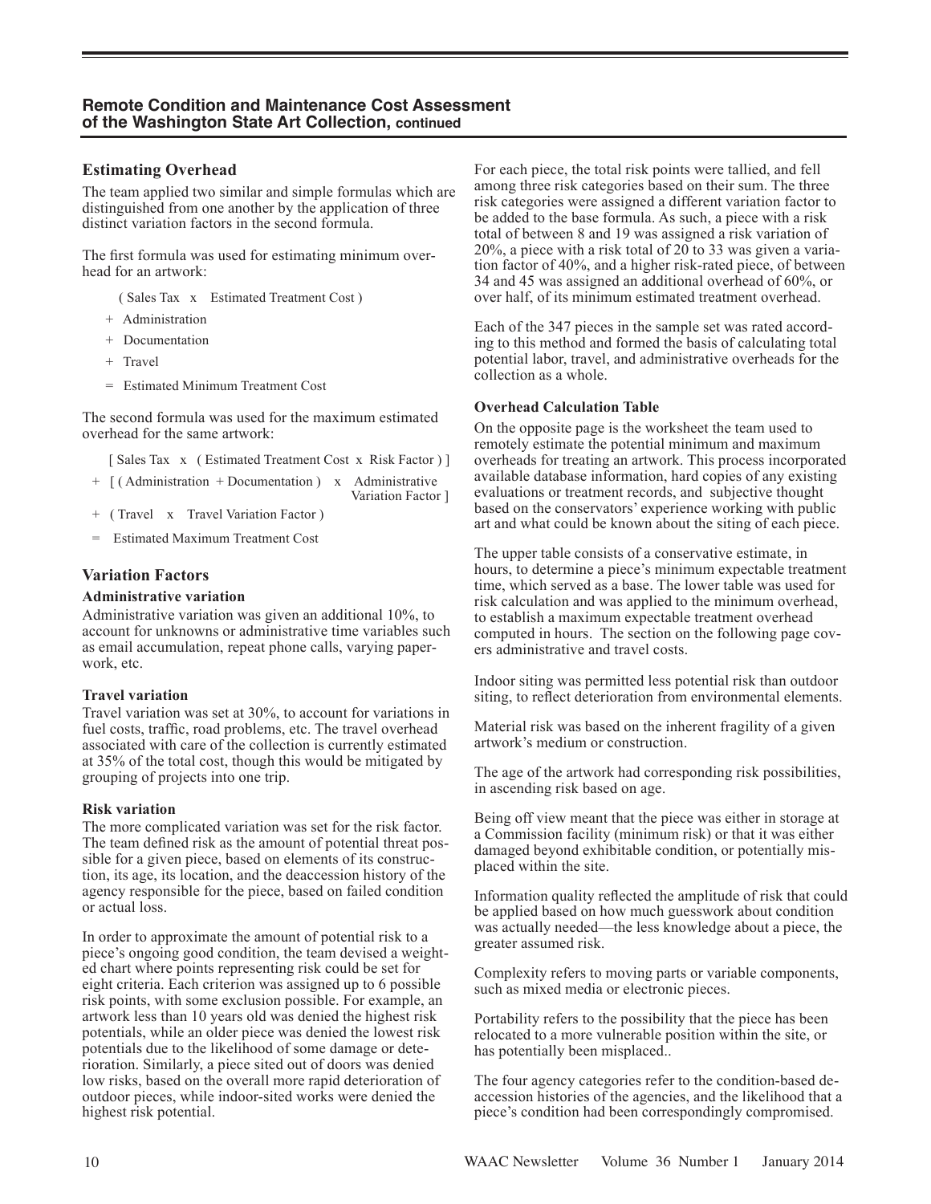## Remote Condition and Maintenance Cost Assessment of the Washington State Art Collection, continued

### Estimating Overhead

The team applied two similar and simple formulas which are distinguished from one another by the application of three distinct variation factors in the second formula.

The first formula was used for estimating minimum overhead for an artwork:

( Sales Tax x Estimated Treatment Cost )

\+ Administration

\+ Documentation

\+ Travel

= Estimated Minimum Treatment Cost

The second formula was used for the maximum estimated overhead for the same artwork:

[ Sales Tax x ( Estimated Treatment Cost x Risk Factor ) ]

\+ [ ( Administration + Documentation ) x Administrative Variation Factor ]

\+ ( Travel x Travel Variation Factor )

= Estimated Maximum Treatment Cost

### Variation Factors

**Administrative variation**

Administrative variation was given an additional 10%, to account for unknowns or administrative time variables such as email accumulation, repeat phone calls, varying paperwork, etc.

**Travel variation**

Travel variation was set at 30%, to account for variations in fuel costs, traffic, road problems, etc. The travel overhead associated with care of the collection is currently estimated at 35% of the total cost, though this would be mitigated by grouping of projects into one trip.

**Risk variation**

The more complicated variation was set for the risk factor. The team defined risk as the amount of potential threat possible for a given piece, based on elements of its construction, its age, its location, and the deaccession history of the agency responsible for the piece, based on failed condition or actual loss.

In order to approximate the amount of potential risk to a piece's ongoing good condition, the team devised a weighted chart where points representing risk could be set for eight criteria. Each criterion was assigned up to 6 possible risk points, with some exclusion possible. For example, an artwork less than 10 years old was denied the highest risk potentials, while an older piece was denied the lowest risk potentials due to the likelihood of some damage or deterioration. Similarly, a piece sited out of doors was denied low risks, based on the overall more rapid deterioration of outdoor pieces, while indoor-sited works were denied the highest risk potential.

For each piece, the total risk points were tallied, and fell among three risk categories based on their sum. The three risk categories were assigned a different variation factor to be added to the base formula. As such, a piece with a risk total of between 8 and 19 was assigned a risk variation of 20%, a piece with a risk total of 20 to 33 was given a variation factor of 40%, and a higher risk-rated piece, of between 34 and 45 was assigned an additional overhead of 60%, or over half, of its minimum estimated treatment overhead.

Each of the 347 pieces in the sample set was rated according to this method and formed the basis of calculating total potential labor, travel, and administrative overheads for the collection as a whole.

**Overhead Calculation Table**

On the opposite page is the worksheet the team used to remotely estimate the potential minimum and maximum overheads for treating an artwork. This process incorporated available database information, hard copies of any existing evaluations or treatment records, and subjective thought based on the conservators' experience working with public art and what could be known about the siting of each piece.

The upper table consists of a conservative estimate, in hours, to determine a piece's minimum expectable treatment time, which served as a base. The lower table was used for risk calculation and was applied to the minimum overhead, to establish a maximum expectable treatment overhead computed in hours. The section on the following page covers administrative and travel costs.

Indoor siting was permitted less potential risk than outdoor siting, to reflect deterioration from environmental elements.

Material risk was based on the inherent fragility of a given artwork's medium or construction.

The age of the artwork had corresponding risk possibilities, in ascending risk based on age.

Being off view meant that the piece was either in storage at a Commission facility (minimum risk) or that it was either damaged beyond exhibitable condition, or potentially misplaced within the site.

Information quality reflected the amplitude of risk that could be applied based on how much guesswork about condition was actually needed—the less knowledge about a piece, the greater assumed risk.

Complexity refers to moving parts or variable components, such as mixed media or electronic pieces.

Portability refers to the possibility that the piece has been relocated to a more vulnerable position within the site, or has potentially been misplaced..

The four agency categories refer to the condition-based deaccession histories of the agencies, and the likelihood that a piece's condition had been correspondingly compromised.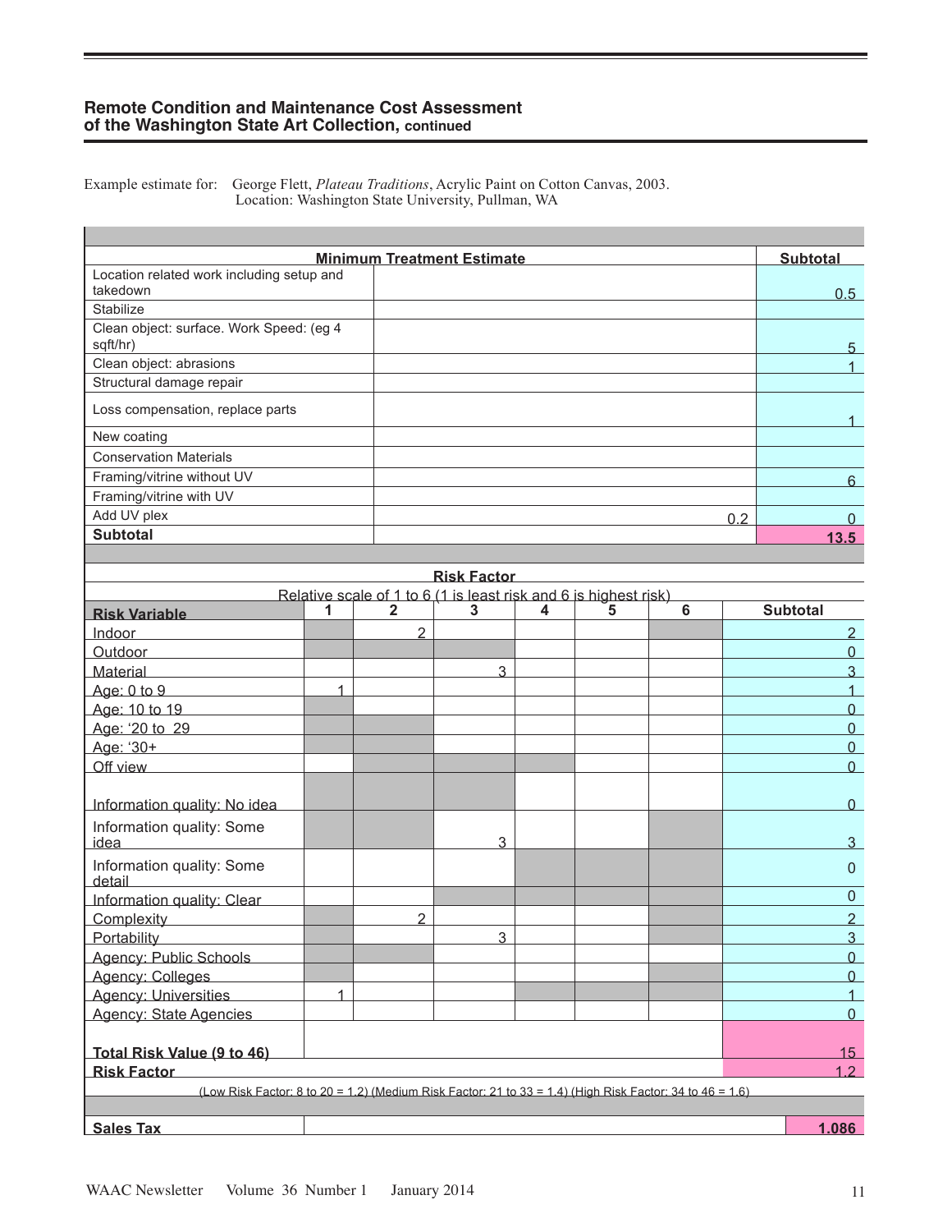## Remote Condition and Maintenance Cost Assessment of the Washington State Art Collection, continued

Example estimate for: George Flett, *Plateau Traditions*, Acrylic Paint on Cotton Canvas, 2003.
Location: Washington State University, Pullman, WA

| Minimum Treatment Estimate | | Subtotal |
|---|---|---|
| Location related work including setup and takedown | | 0.5 |
| Stabilize | | |
| Clean object: surface. Work Speed: (eg 4 sqft/hr) | | 5 |
| Clean object: abrasions | | 1 |
| Structural damage repair | | |
| Loss compensation, replace parts | | 1 |
| New coating | | |
| Conservation Materials | | |
| Framing/vitrine without UV | | 6 |
| Framing/vitrine with UV | | |
| Add UV plex | 0.2 | 0 |
| **Subtotal** | | **13.5** |

**Risk Factor**

Relative scale of 1 to 6 (1 is least risk and 6 is highest risk)

| Risk Variable | 1 | 2 | 3 | 4 | 5 | 6 | Subtotal |
|---|---|---|---|---|---|---|---|
| Indoor | | 2 | | | | | 2 |
| Outdoor | | | | | | | 0 |
| Material | | | 3 | | | | 3 |
| Age: 0 to 9 | 1 | | | | | | 1 |
| Age: 10 to 19 | | | | | | | 0 |
| Age: '20 to 29 | | | | | | | 0 |
| Age: '30+ | | | | | | | 0 |
| Off view | | | | | | | 0 |
| Information quality: No idea | | | | | | | 0 |
| Information quality: Some idea | | | 3 | | | | 3 |
| Information quality: Some detail | | | | | | | 0 |
| Information quality: Clear | | | | | | | 0 |
| Complexity | | 2 | | | | | 2 |
| Portability | | | 3 | | | | 3 |
| Agency: Public Schools | | | | | | | 0 |
| Agency: Colleges | | | | | | | 0 |
| Agency: Universities | 1 | | | | | | 1 |
| Agency: State Agencies | | | | | | | 0 |
| **Total Risk Value (9 to 46)** | | | | | | | 15 |
| **Risk Factor** | | | | | | | 1.2 |

(Low Risk Factor: 8 to 20 = 1.2) (Medium Risk Factor: 21 to 33 = 1.4) (High Risk Factor: 34 to 46 = 1.6)

| **Sales Tax** | | **1.086** |
|---|---|---|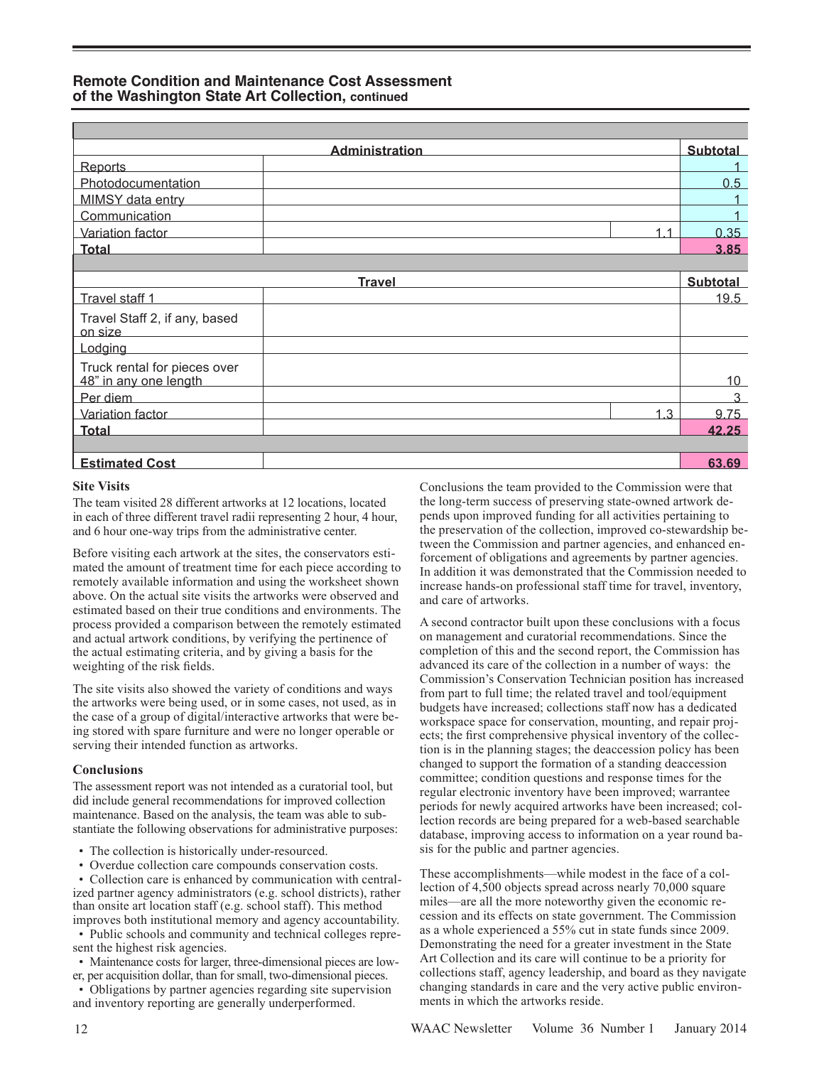## Remote Condition and Maintenance Cost Assessment of the Washington State Art Collection, continued

| | | | |
|---|---|---|---|
| | **Administration** | | **Subtotal** |
| Reports | | | 1 |
| Photodocumentation | | | 0.5 |
| MIMSY data entry | | | 1 |
| Communication | | | 1 |
| Variation factor | | 1.1 | 0.35 |
| **Total** | | | **3.85** |
| | | | |
| | **Travel** | | **Subtotal** |
| Travel staff 1 | | | 19.5 |
| Travel Staff 2, if any, based on size | | | |
| Lodging | | | |
| Truck rental for pieces over 48" in any one length | | | 10 |
| Per diem | | | 3 |
| Variation factor | | 1.3 | 9.75 |
| **Total** | | | **42.25** |
| | | | |
| **Estimated Cost** | | | **63.69** |

### Site Visits

The team visited 28 different artworks at 12 locations, located in each of three different travel radii representing 2 hour, 4 hour, and 6 hour one-way trips from the administrative center.

Before visiting each artwork at the sites, the conservators estimated the amount of treatment time for each piece according to remotely available information and using the worksheet shown above. On the actual site visits the artworks were observed and estimated based on their true conditions and environments. The process provided a comparison between the remotely estimated and actual artwork conditions, by verifying the pertinence of the actual estimating criteria, and by giving a basis for the weighting of the risk fields.

The site visits also showed the variety of conditions and ways the artworks were being used, or in some cases, not used, as in the case of a group of digital/interactive artworks that were being stored with spare furniture and were no longer operable or serving their intended function as artworks.

### Conclusions

The assessment report was not intended as a curatorial tool, but did include general recommendations for improved collection maintenance. Based on the analysis, the team was able to substantiate the following observations for administrative purposes:

- The collection is historically under-resourced.
- Overdue collection care compounds conservation costs.
- Collection care is enhanced by communication with centralized partner agency administrators (e.g. school districts), rather than onsite art location staff (e.g. school staff). This method improves both institutional memory and agency accountability.
- Public schools and community and technical colleges represent the highest risk agencies.
- Maintenance costs for larger, three-dimensional pieces are lower, per acquisition dollar, than for small, two-dimensional pieces.
- Obligations by partner agencies regarding site supervision and inventory reporting are generally underperformed.

Conclusions the team provided to the Commission were that the long-term success of preserving state-owned artwork depends upon improved funding for all activities pertaining to the preservation of the collection, improved co-stewardship between the Commission and partner agencies, and enhanced enforcement of obligations and agreements by partner agencies. In addition it was demonstrated that the Commission needed to increase hands-on professional staff time for travel, inventory, and care of artworks.

A second contractor built upon these conclusions with a focus on management and curatorial recommendations. Since the completion of this and the second report, the Commission has advanced its care of the collection in a number of ways: the Commission's Conservation Technician position has increased from part to full time; the related travel and tool/equipment budgets have increased; collections staff now has a dedicated workspace space for conservation, mounting, and repair projects; the first comprehensive physical inventory of the collection is in the planning stages; the deaccession policy has been changed to support the formation of a standing deaccession committee; condition questions and response times for the regular electronic inventory have been improved; warrantee periods for newly acquired artworks have been increased; collection records are being prepared for a web-based searchable database, improving access to information on a year round basis for the public and partner agencies.

These accomplishments—while modest in the face of a collection of 4,500 objects spread across nearly 70,000 square miles—are all the more noteworthy given the economic recession and its effects on state government. The Commission as a whole experienced a 55% cut in state funds since 2009. Demonstrating the need for a greater investment in the State Art Collection and its care will continue to be a priority for collections staff, agency leadership, and board as they navigate changing standards in care and the very active public environments in which the artworks reside.